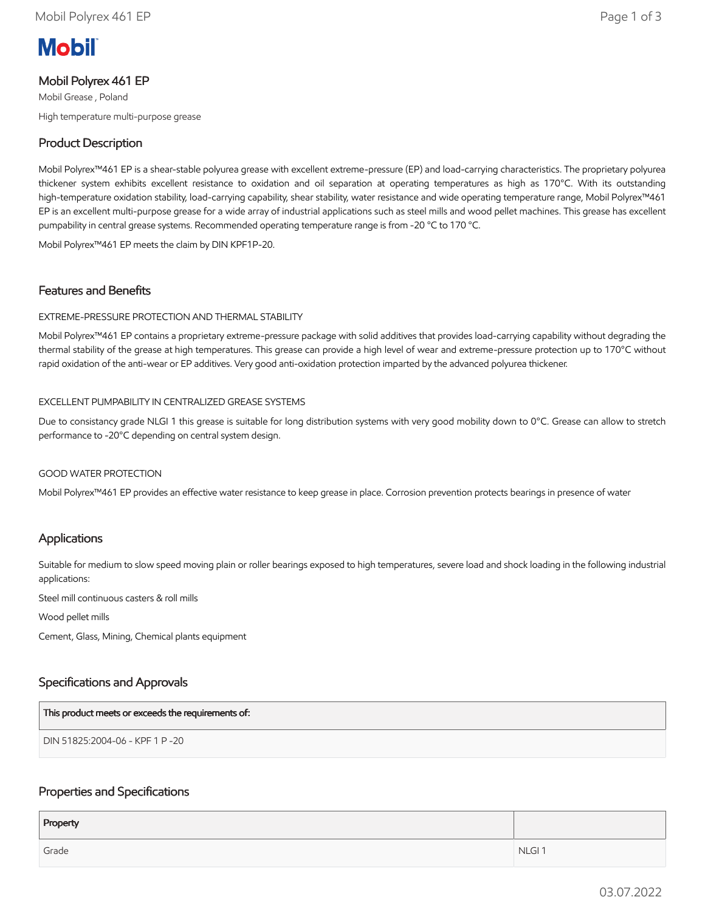Mobil

# Mobil Polyrex 461 EP

Mobil Grease , Poland

High temperature multi-purpose grease

## Product Description

Mobil Polyrex™461 EP is a shear-stable polyurea grease with excellent extreme-pressure (EP) and load-carrying characteristics. The proprietary polyurea thickener system exhibits excellent resistance to oxidation and oil separation at operating temperatures as high as 170°C. With its outstanding high-temperature oxidation stability, load-carrying capability, shear stability, water resistance and wide operating temperature range, Mobil Polyrex™461 EP is an excellent multi-purpose grease for a wide array of industrial applications such as steel mills and wood pellet machines. This grease has excellent pumpability in central grease systems. Recommended operating temperature range is from -20 °C to 170 °C.

Mobil Polyrex™461 EP meets the claim by DIN KPF1P-20.

## Features and Benefits

EXTREME-PRESSURE PROTECTION AND THERMAL STABILITY

Mobil Polyrex™461 EP contains a proprietary extreme-pressure package with solid additives that provides load-carrying capability without degrading the thermal stability of the grease at high temperatures. This grease can provide a high level of wear and extreme-pressure protection up to 170°C without rapid oxidation of the anti-wear or EP additives. Very good anti-oxidation protection imparted by the advanced polyurea thickener.

EXCELLENT PUMPABILITY IN CENTRALIZED GREASE SYSTEMS

Due to consistancy grade NLGI 1 this grease is suitable for long distribution systems with very good mobility down to 0°C. Grease can allow to stretch performance to -20°C depending on central system design.

GOOD WATER PROTECTION

Mobil Polyrex™461 EP provides an effective water resistance to keep grease in place. Corrosion prevention protects bearings in presence of water

## Applications

Suitable for medium to slow speed moving plain or roller bearings exposed to high temperatures, severe load and shock loading in the following industrial applications:

Steel mill continuous casters & roll mills

Wood pellet mills

Cement, Glass, Mining, Chemical plants equipment

## Specifications and Approvals

| This product meets or exceeds the requirements of: |
| --- |
| DIN 51825:2004-06 - KPF 1 P -20 |

## Properties and Specifications

| Property | |
| --- | --- |
| Grade | NLGI 1 |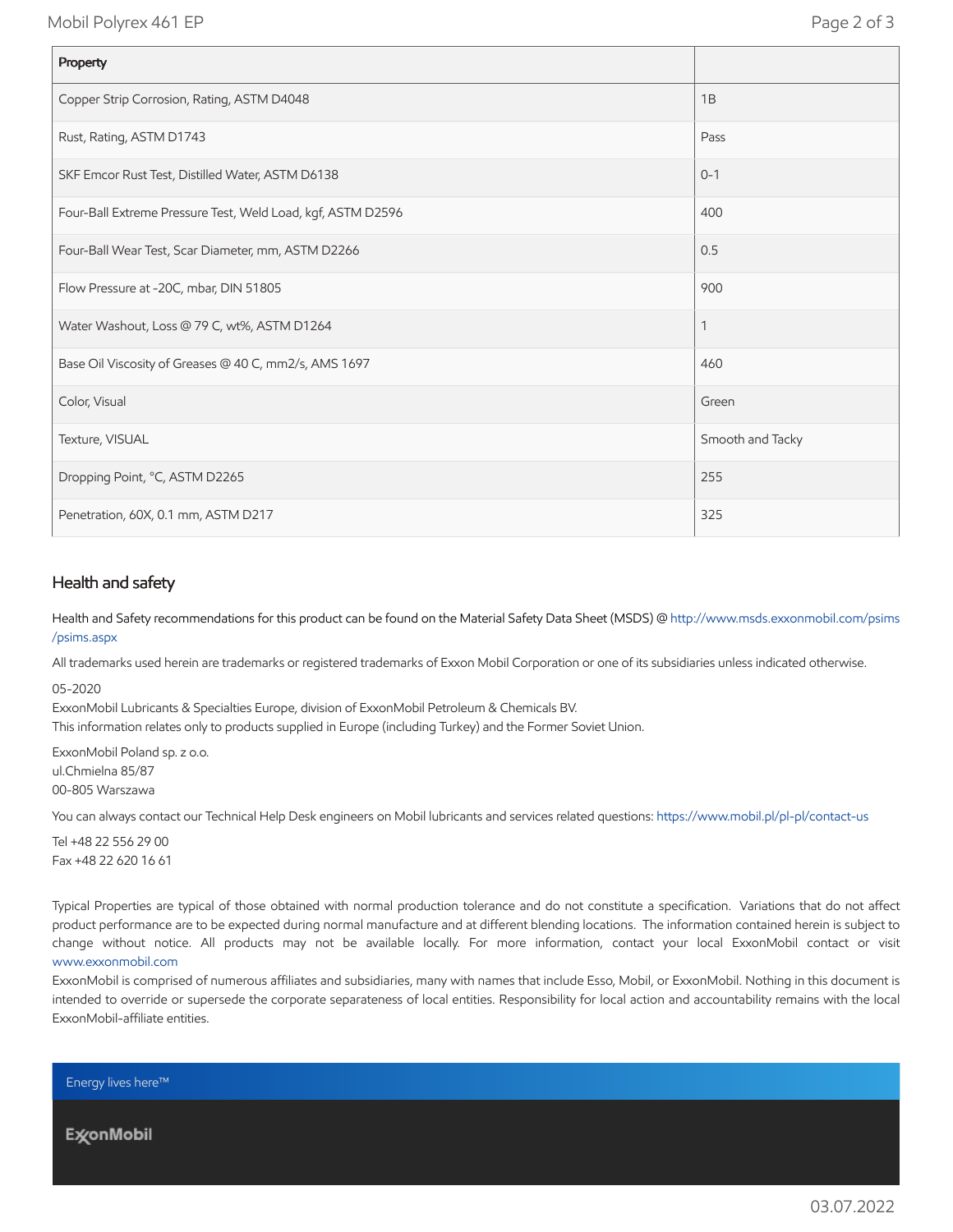| Property | |
|---|---|
| Copper Strip Corrosion, Rating, ASTM D4048 | 1B |
| Rust, Rating, ASTM D1743 | Pass |
| SKF Emcor Rust Test, Distilled Water, ASTM D6138 | 0-1 |
| Four-Ball Extreme Pressure Test, Weld Load, kgf, ASTM D2596 | 400 |
| Four-Ball Wear Test, Scar Diameter, mm, ASTM D2266 | 0.5 |
| Flow Pressure at -20C, mbar, DIN 51805 | 900 |
| Water Washout, Loss @ 79 C, wt%, ASTM D1264 | 1 |
| Base Oil Viscosity of Greases @ 40 C, mm2/s, AMS 1697 | 460 |
| Color, Visual | Green |
| Texture, VISUAL | Smooth and Tacky |
| Dropping Point, °C, ASTM D2265 | 255 |
| Penetration, 60X, 0.1 mm, ASTM D217 | 325 |

## Health and safety

Health and Safety recommendations for this product can be found on the Material Safety Data Sheet (MSDS) @ http://www.msds.exxonmobil.com/psims/psims.aspx

All trademarks used herein are trademarks or registered trademarks of Exxon Mobil Corporation or one of its subsidiaries unless indicated otherwise.

05-2020
ExxonMobil Lubricants & Specialties Europe, division of ExxonMobil Petroleum & Chemicals BV.
This information relates only to products supplied in Europe (including Turkey) and the Former Soviet Union.

ExxonMobil Poland sp. z o.o.
ul.Chmielna 85/87
00-805 Warszawa

You can always contact our Technical Help Desk engineers on Mobil lubricants and services related questions: https://www.mobil.pl/pl-pl/contact-us

Tel +48 22 556 29 00
Fax +48 22 620 16 61

Typical Properties are typical of those obtained with normal production tolerance and do not constitute a specification. Variations that do not affect product performance are to be expected during normal manufacture and at different blending locations. The information contained herein is subject to change without notice. All products may not be available locally. For more information, contact your local ExxonMobil contact or visit www.exxonmobil.com
ExxonMobil is comprised of numerous affiliates and subsidiaries, many with names that include Esso, Mobil, or ExxonMobil. Nothing in this document is intended to override or supersede the corporate separateness of local entities. Responsibility for local action and accountability remains with the local ExxonMobil-affiliate entities.

Energy lives here™

ExxonMobil

03.07.2022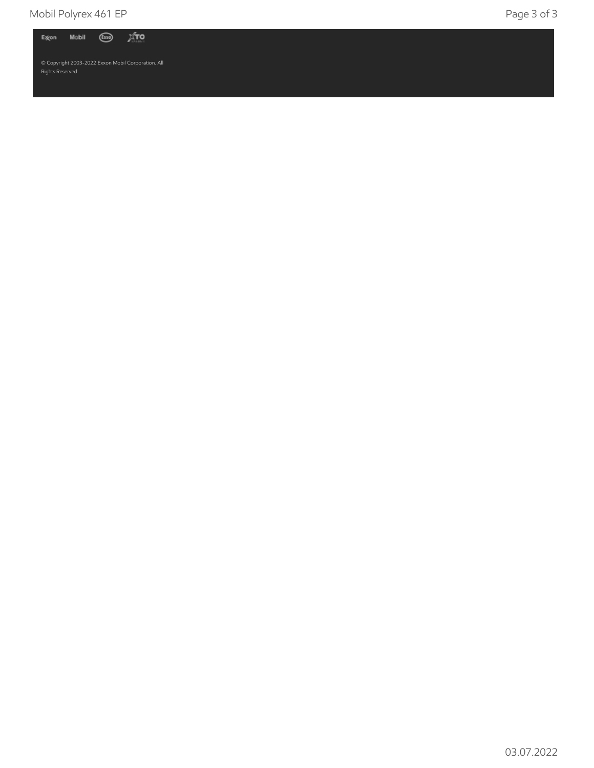Exxon Mobil Esso XTO

© Copyright 2003-2022 Exxon Mobil Corporation. All Rights Reserved